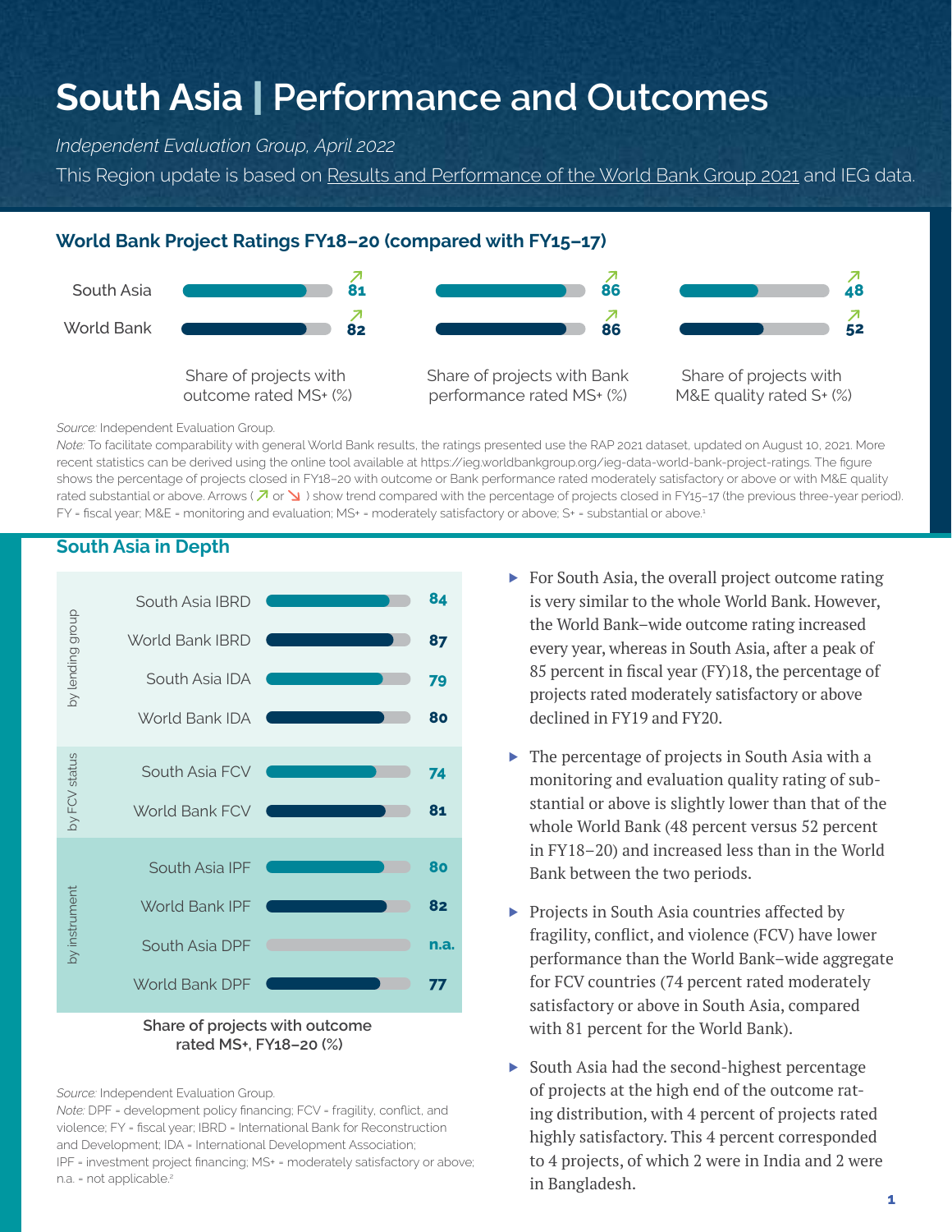# South Asia | Performance and Outcomes

*Independent Evaluation Group, April 2022*

This Region update is based on Results and Performance of the World Bank Group 2021 and IEG data.

## World Bank Project Ratings FY18–20 (compared with FY15–17)

| | Share of projects with outcome rated MS+ (%) | Share of projects with Bank performance rated MS+ (%) | Share of projects with M&E quality rated S+ (%) |
|---|---|---|---|
| South Asia | ↗ 81 | ↗ 86 | ↗ 48 |
| World Bank | ↗ 82 | ↗ 86 | ↗ 52 |

*Source:* Independent Evaluation Group.

*Note:* To facilitate comparability with general World Bank results, the ratings presented use the RAP 2021 dataset, updated on August 10, 2021. More recent statistics can be derived using the online tool available at https://ieg.worldbankgroup.org/ieg-data-world-bank-project-ratings. The figure shows the percentage of projects closed in FY18–20 with outcome or Bank performance rated moderately satisfactory or above or with M&E quality rated substantial or above. Arrows (↗ or ↘) show trend compared with the percentage of projects closed in FY15–17 (the previous three-year period). FY = fiscal year; M&E = monitoring and evaluation; MS+ = moderately satisfactory or above; S+ = substantial or above.[1]

## South Asia in Depth

| | | Share of projects with outcome rated MS+, FY18–20 (%) |
|---|---|---|
| by lending group | South Asia IBRD | 84 |
| | World Bank IBRD | 87 |
| | South Asia IDA | 79 |
| | World Bank IDA | 80 |
| by FCV status | South Asia FCV | 74 |
| | World Bank FCV | 81 |
| by instrument | South Asia IPF | 80 |
| | World Bank IPF | 82 |
| | South Asia DPF | n.a. |
| | World Bank DPF | 77 |

Share of projects with outcome rated MS+, FY18–20 (%)

*Source:* Independent Evaluation Group.

*Note:* DPF = development policy financing; FCV = fragility, conflict, and violence; FY = fiscal year; IBRD = International Bank for Reconstruction and Development; IDA = International Development Association; IPF = investment project financing; MS+ = moderately satisfactory or above; n.a. = not applicable.[2]

- For South Asia, the overall project outcome rating is very similar to the whole World Bank. However, the World Bank–wide outcome rating increased every year, whereas in South Asia, after a peak of 85 percent in fiscal year (FY)18, the percentage of projects rated moderately satisfactory or above declined in FY19 and FY20.
- The percentage of projects in South Asia with a monitoring and evaluation quality rating of substantial or above is slightly lower than that of the whole World Bank (48 percent versus 52 percent in FY18–20) and increased less than in the World Bank between the two periods.
- Projects in South Asia countries affected by fragility, conflict, and violence (FCV) have lower performance than the World Bank–wide aggregate for FCV countries (74 percent rated moderately satisfactory or above in South Asia, compared with 81 percent for the World Bank).
- South Asia had the second-highest percentage of projects at the high end of the outcome rating distribution, with 4 percent of projects rated highly satisfactory. This 4 percent corresponded to 4 projects, of which 2 were in India and 2 were in Bangladesh.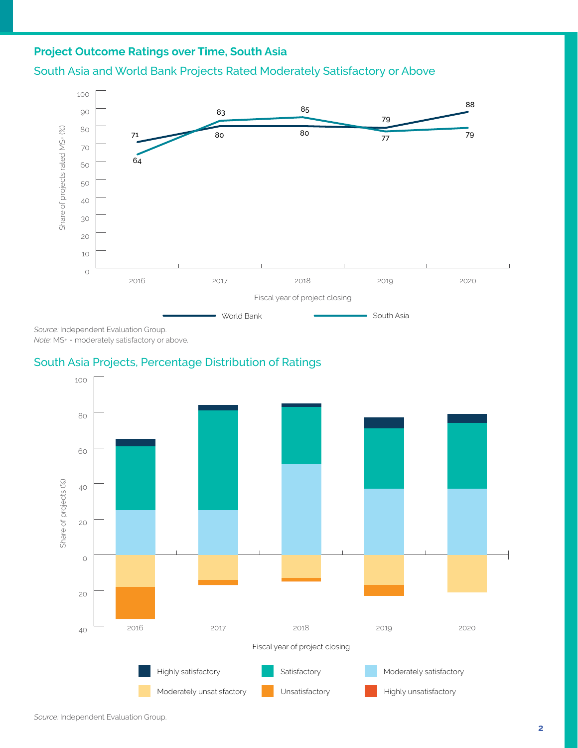## Project Outcome Ratings over Time, South Asia

### South Asia and World Bank Projects Rated Moderately Satisfactory or Above

| Fiscal year of project closing | World Bank | South Asia |
|---|---|---|
| 2016 | 71 | 64 |
| 2017 | 80 | 83 |
| 2018 | 80 | 85 |
| 2019 | 79 | 77 |
| 2020 | 88 | 79 |

Share of projects rated MS+ (%)

*Source:* Independent Evaluation Group.
*Note:* MS+ = moderately satisfactory or above.

### South Asia Projects, Percentage Distribution of Ratings

Share of projects (%) by fiscal year of project closing (2016–2020). Legend: Highly satisfactory; Satisfactory; Moderately satisfactory; Moderately unsatisfactory; Unsatisfactory; Highly unsatisfactory.

*Source:* Independent Evaluation Group.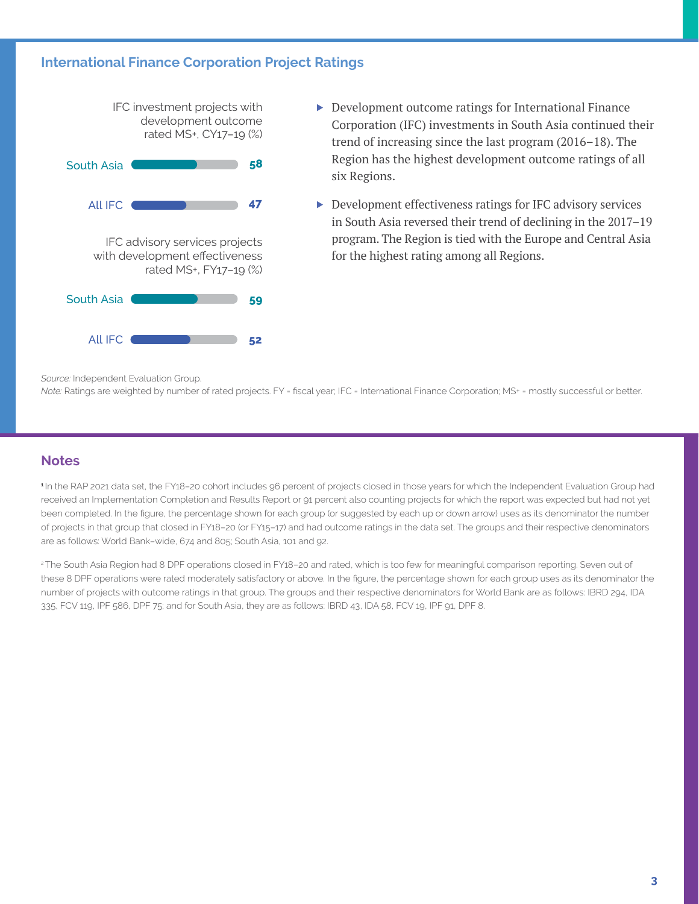## International Finance Corporation Project Ratings

IFC investment projects with development outcome rated MS+, CY17–19 (%)

South Asia 58

All IFC 47

IFC advisory services projects with development effectiveness rated MS+, FY17–19 (%)

South Asia 59

All IFC 52

- Development outcome ratings for International Finance Corporation (IFC) investments in South Asia continued their trend of increasing since the last program (2016–18). The Region has the highest development outcome ratings of all six Regions.
- Development effectiveness ratings for IFC advisory services in South Asia reversed their trend of declining in the 2017–19 program. The Region is tied with the Europe and Central Asia for the highest rating among all Regions.

*Source:* Independent Evaluation Group.
*Note:* Ratings are weighted by number of rated projects. FY = fiscal year; IFC = International Finance Corporation; MS+ = mostly successful or better.

## Notes

[1] In the RAP 2021 data set, the FY18–20 cohort includes 96 percent of projects closed in those years for which the Independent Evaluation Group had received an Implementation Completion and Results Report or 91 percent also counting projects for which the report was expected but had not yet been completed. In the figure, the percentage shown for each group (or suggested by each up or down arrow) uses as its denominator the number of projects in that group that closed in FY18–20 (or FY15–17) and had outcome ratings in the data set. The groups and their respective denominators are as follows: World Bank–wide, 674 and 805; South Asia, 101 and 92.

[2] The South Asia Region had 8 DPF operations closed in FY18–20 and rated, which is too few for meaningful comparison reporting. Seven out of these 8 DPF operations were rated moderately satisfactory or above. In the figure, the percentage shown for each group uses as its denominator the number of projects with outcome ratings in that group. The groups and their respective denominators for World Bank are as follows: IBRD 294, IDA 335, FCV 119, IPF 586, DPF 75; and for South Asia, they are as follows: IBRD 43, IDA 58, FCV 19, IPF 91, DPF 8.